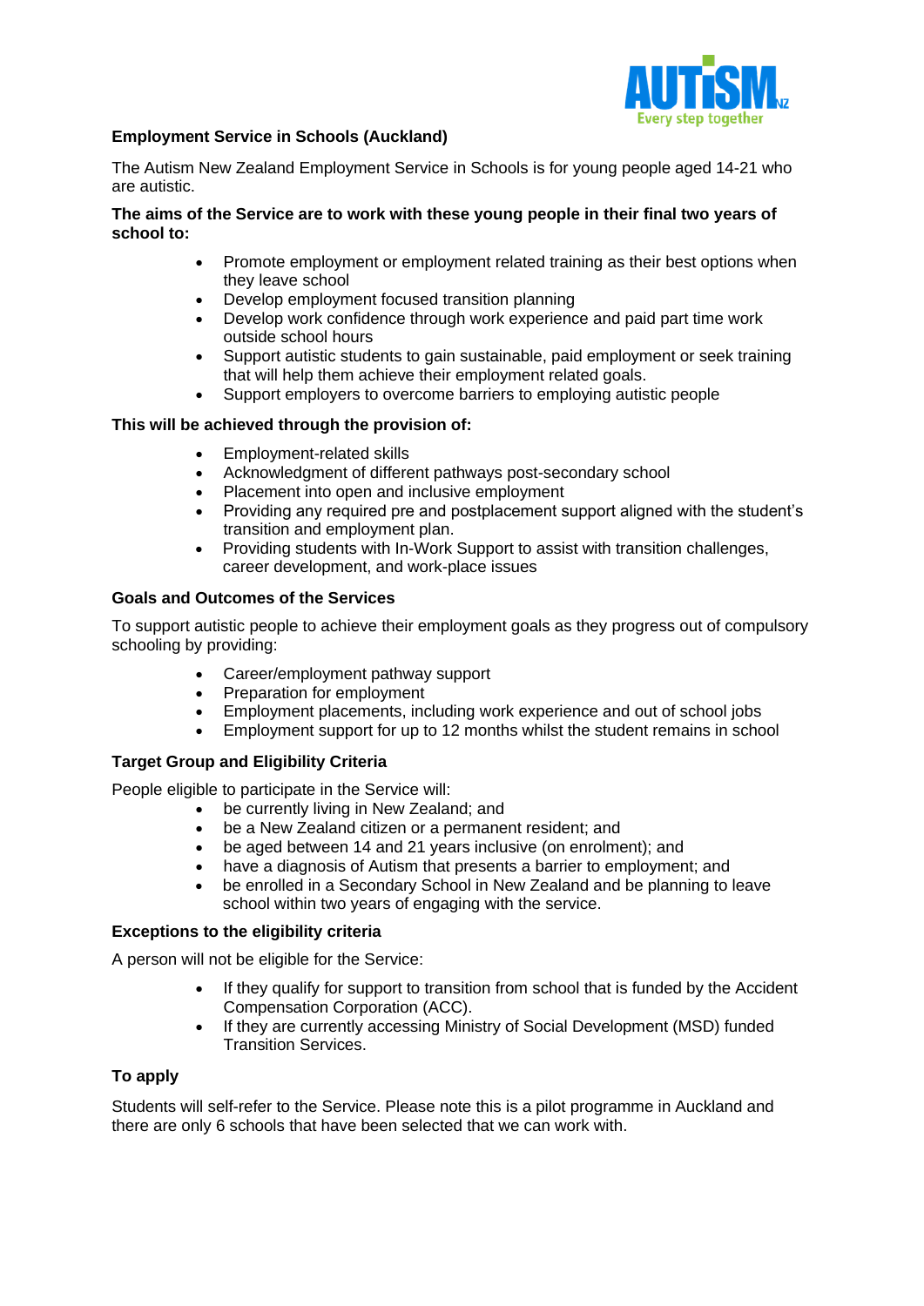## Employment Service in Schools (Auckland)

The Autism New Zealand Employment Service in Schools is for young people aged 14-21 who are autistic.

**The aims of the Service are to work with these young people in their final two years of school to:**

- Promote employment or employment related training as their best options when they leave school
- Develop employment focused transition planning
- Develop work confidence through work experience and paid part time work outside school hours
- Support autistic students to gain sustainable, paid employment or seek training that will help them achieve their employment related goals.
- Support employers to overcome barriers to employing autistic people

**This will be achieved through the provision of:**

- Employment-related skills
- Acknowledgment of different pathways post-secondary school
- Placement into open and inclusive employment
- Providing any required pre and postplacement support aligned with the student's transition and employment plan.
- Providing students with In-Work Support to assist with transition challenges, career development, and work-place issues

### Goals and Outcomes of the Services

To support autistic people to achieve their employment goals as they progress out of compulsory schooling by providing:

- Career/employment pathway support
- Preparation for employment
- Employment placements, including work experience and out of school jobs
- Employment support for up to 12 months whilst the student remains in school

### Target Group and Eligibility Criteria

People eligible to participate in the Service will:

- be currently living in New Zealand; and
- be a New Zealand citizen or a permanent resident; and
- be aged between 14 and 21 years inclusive (on enrolment); and
- have a diagnosis of Autism that presents a barrier to employment; and
- be enrolled in a Secondary School in New Zealand and be planning to leave school within two years of engaging with the service.

### Exceptions to the eligibility criteria

A person will not be eligible for the Service:

- If they qualify for support to transition from school that is funded by the Accident Compensation Corporation (ACC).
- If they are currently accessing Ministry of Social Development (MSD) funded Transition Services.

### To apply

Students will self-refer to the Service. Please note this is a pilot programme in Auckland and there are only 6 schools that have been selected that we can work with.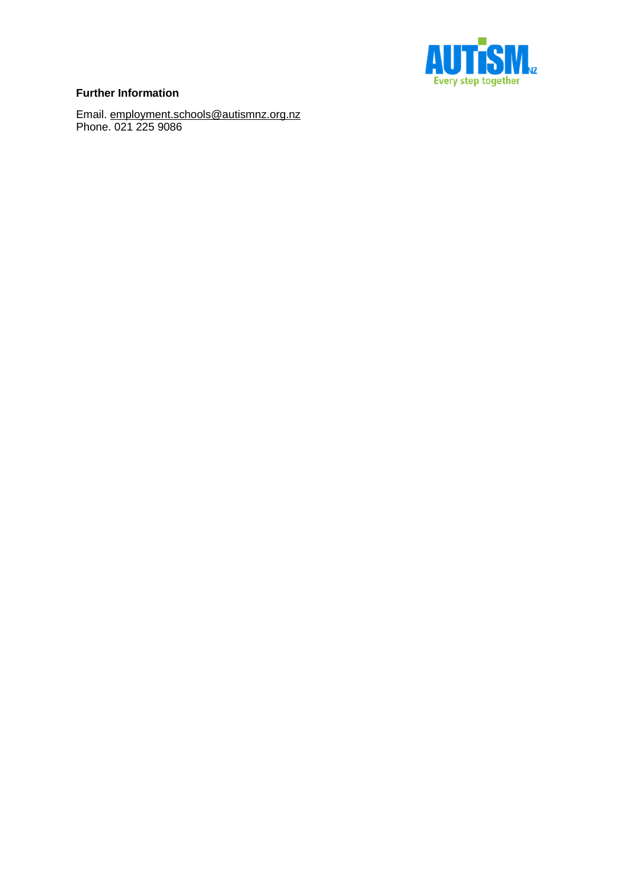**Further Information**

Email. employment.schools@autismnz.org.nz
Phone. 021 225 9086